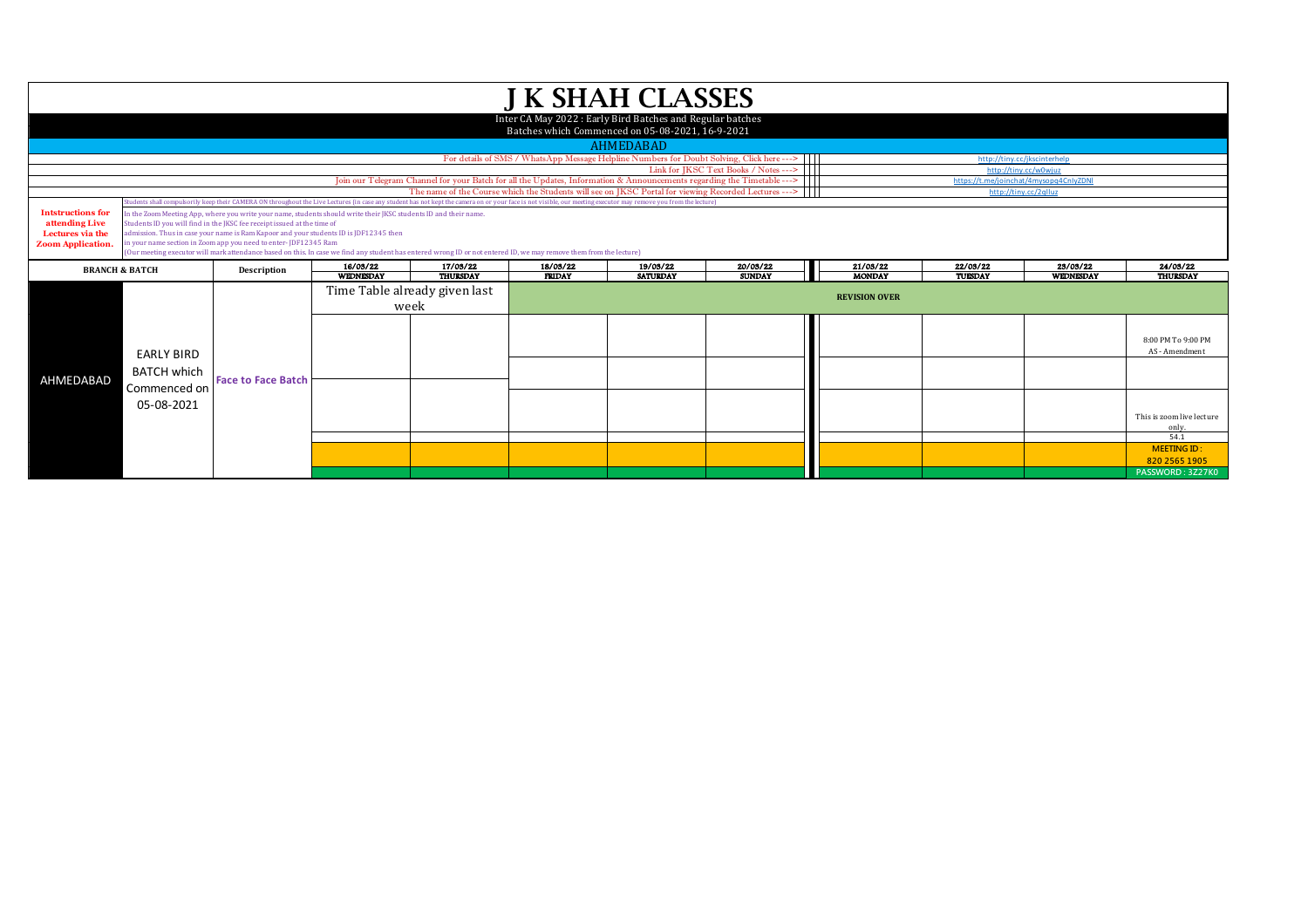# J K SHAH CLASSES

Inter CA May 2022 : Early Bird Batches and Regular batches

Batches which Commenced on 05-08-2021, 16-9-2021

## AHMEDABAD

For details of SMS / WhatsApp Message Helpline Numbers for Doubt Solving, Click here ---> http://tiny.cc/jkscinterhelp

Link for JKSC Text Books / Notes ---> http://tiny.cc/w0wjuz

Join our Telegram Channel for your Batch for all the Updates, Information & Announcements regarding the Timetable ---> https://t.me/joinchat/4mysopq4CnlyZDNl

The name of the Course which the Students will see on JKSC Portal for viewing Recorded Lectures ---> http://tiny.cc/2qlluz

**Intstructions for attending Live Lectures via the Zoom Application.**

Students shall compulsorily keep their CAMERA ON throughout the Live Lectures (in case any student has not kept the camera on or your face is not visible, our meeting executor may remove you from the lecture)

In the Zoom Meeting App, where you write your name, students should write their JKSC students ID and their name.
Students ID you will find in the JKSC fee receipt issued at the time of admission. Thus in case your name is Ram Kapour and your students ID is JDF12345 then in your name section in Zoom app you need to enter- JDF12345 Ram
(Our meeting executor will mark attendance based on this. In case we find any student has entered wrong ID or not entered ID, we may remove them from the lecture)

| BRANCH & BATCH | | Description | 16/03/22 WEDNESDAY | 17/03/22 THURSDAY | 18/03/22 FRIDAY | 19/03/22 SATURDAY | 20/03/22 SUNDAY | 21/03/22 MONDAY | 22/03/22 TUESDAY | 23/03/22 WEDNESDAY | 24/03/22 THURSDAY |
|---|---|---|---|---|---|---|---|---|---|---|---|
| AHMEDABAD | EARLY BIRD BATCH which Commenced on 05-08-2021 | Face to Face Batch | Time Table already given last week | | REVISION OVER | | | | | | |
| | | | | | | | | | | | 8:00 PM To 9:00 PM AS - Amendment |
| | | | | | | | | | | | |
| | | | | | | | | | | | This is zoom live lecture only. |
| | | | | | | | | | | | 54.1 |
| | | | | | | | | | | | MEETING ID : 820 2565 1905 |
| | | | | | | | | | | | PASSWORD : 3Z27K0 |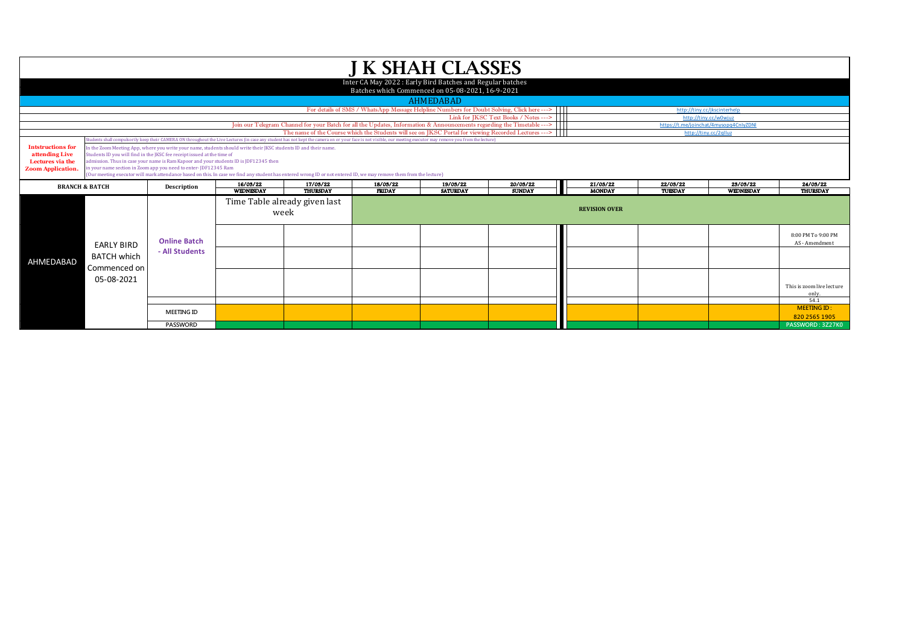# J K SHAH CLASSES

Inter CA May 2022 : Early Bird Batches and Regular batches

Batches which Commenced on 05-08-2021, 16-9-2021

## AHMEDABAD

For details of SMS / WhatsApp Message Helpline Numbers for Doubt Solving, Click here ---> http://tiny.cc/jkscinterhelp

Link for JKSC Text Books / Notes ---> http://tiny.cc/w0wjuz

Join our Telegram Channel for your Batch for all the Updates, Information & Announcements regarding the Timetable ---> https://t.me/joinchat/4mysopq4CnlyZDNl

The name of the Course which the Students will see on JKSC Portal for viewing Recorded Lectures ---> http://tiny.cc/2qlluz

**Intstructions for attending Live Lectures via the Zoom Application.**

Students shall compulsorily keep their CAMERA ON throughout the Live Lectures (in case any student has not kept the camera on or your face is not visible, our meeting executor may remove you from the lecture)

In the Zoom Meeting App, where you write your name, students should write their JKSC students ID and their name.
Students ID you will find in the JKSC fee receipt issued at the time of admission. Thus in case your name is Ram Kapoor and your students ID is JDF12345 then in your name section in Zoom app you need to enter- JDF12345 Ram
(Our meeting executor will mark attendance based on this. In case we find any student has entered wrong ID or not entered ID, we may remove them from the lecture)

| BRANCH & BATCH | | Description | 16/03/22 WEDNESDAY | 17/03/22 THURSDAY | 18/03/22 FRIDAY | 19/03/22 SATURDAY | 20/03/22 SUNDAY | 21/03/22 MONDAY | 22/03/22 TUESDAY | 23/03/22 WEDNESDAY | 24/03/22 THURSDAY |
|---|---|---|---|---|---|---|---|---|---|---|---|
| AHMEDABAD | EARLY BIRD BATCH which Commenced on 05-08-2021 | Online Batch - All Students | Time Table already given last week | | REVISION OVER | | | | | | |
| | | | | | | | | | | | 8:00 PM To 9:00 PM AS - Amendment |
| | | | | | | | | | | | |
| | | | | | | | | | | | This is zoom live lecture only. |
| | | | | | | | | | | | 54.1 |
| | | MEETING ID | | | | | | | | | MEETING ID : 820 2565 1905 |
| | | PASSWORD | | | | | | | | | PASSWORD : 3Z27K0 |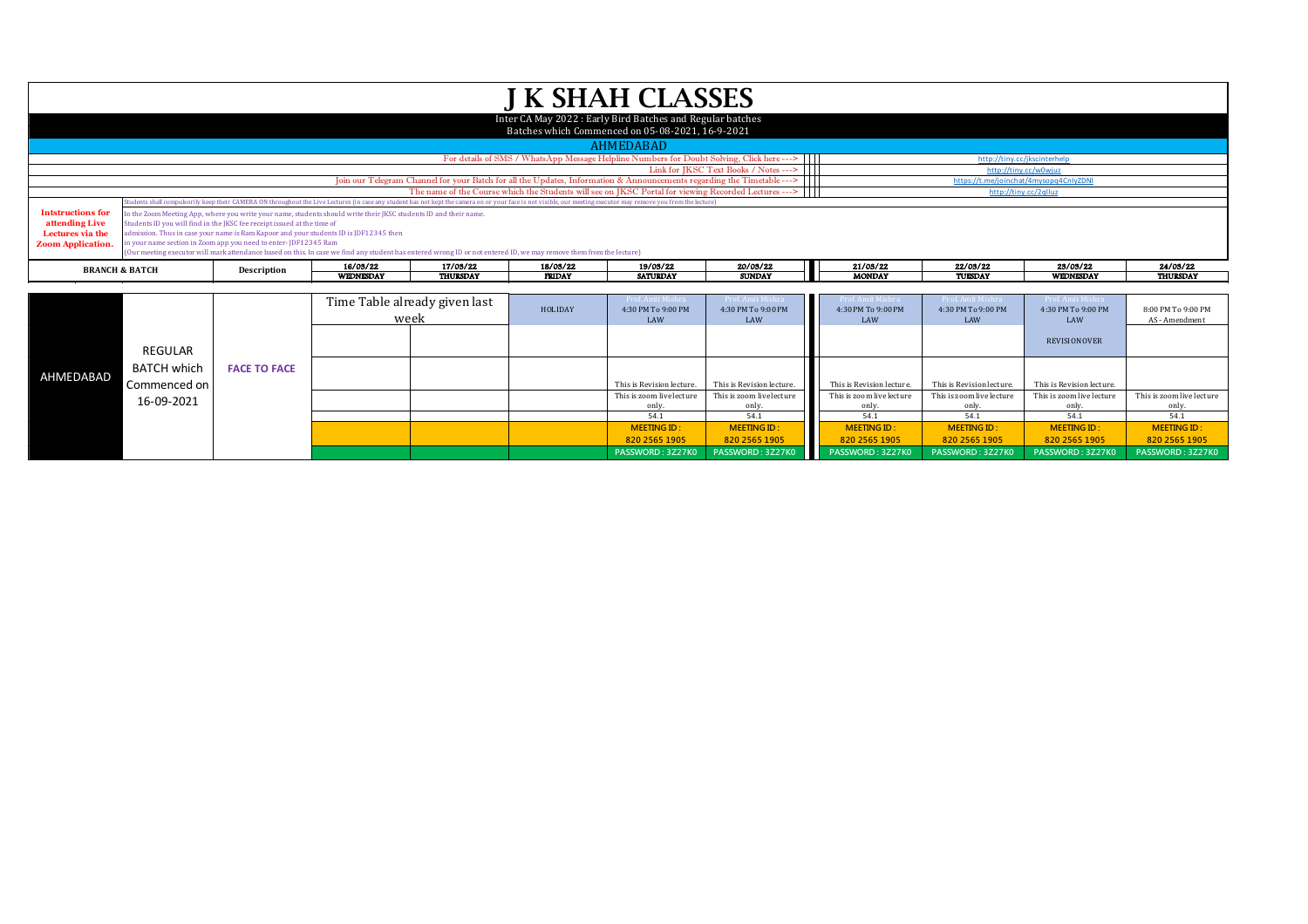# J K SHAH CLASSES

Inter CA May 2022 : Early Bird Batches and Regular batches

Batches which Commenced on 05-08-2021, 16-9-2021

## AHMEDABAD

| | |
|---|---|
| For details of SMS / WhatsApp Message Helpline Numbers for Doubt Solving, Click here ---> | http://tiny.cc/jkscinterhelp |
| Link for JKSC Text Books / Notes ---> | http://tiny.cc/w0wjuz |
| Join our Telegram Channel for your Batch for all the Updates, Information & Announcements regarding the Timetable ---> | https://t.me/joinchat/4mysopq4CnlyZDNl |
| The name of the Course which the Students will see on JKSC Portal for viewing Recorded Lectures ---> | http://tiny.cc/2qlluz |

**Intstructions for attending Live Lectures via the Zoom Application.**

Students shall compulsorily keep their CAMERA ON throughout the Live Lectures (in case any student has not kept the camera on or your face is not visible, our meeting executor may remove you from the lecture)

In the Zoom Meeting App, where you write your name, students should write their JKSC students ID and their name.
Students ID you will find in the JKSC fee receipt issued at the time of admission. Thus in case your name is Ram Kapoor and your students ID is JDF12345 then in your name section in Zoom app you need to enter- JDF12345 Ram
(Our meeting executor will mark attendance based on this. In case we find any student has entered wrong ID or not entered ID, we may remove them from the lecture)

| BRANCH & BATCH | | Description | 16/03/22 WEDNESDAY | 17/03/22 THURSDAY | 18/03/22 FRIDAY | 19/03/22 SATURDAY | 20/03/22 SUNDAY | 21/03/22 MONDAY | 22/03/22 TUESDAY | 23/03/22 WEDNESDAY | 24/03/22 THURSDAY |
|---|---|---|---|---|---|---|---|---|---|---|---|
| AHMEDABAD | REGULAR BATCH which Commenced on 16-09-2021 | FACE TO FACE | Time Table already given last week | | HOLIDAY | Prof. Amit Mishra 4:30 PM To 9:00 PM LAW | Prof. Amit Mishra 4:30 PM To 9:00 PM LAW | Prof. Amit Mishra 4:30 PM To 9:00 PM LAW | Prof. Amit Mishra 4:30 PM To 9:00 PM LAW | Prof. Amit Mishra 4:30 PM To 9:00 PM LAW | 8:00 PM To 9:00 PM AS - Amendment |
| | | | | | | | | | | REVISION OVER | |
| | | | | | | This is Revision lecture. | This is Revision lecture. | This is Revision lecture. | This is Revision lecture. | This is Revision lecture. | |
| | | | | | | This is zoom live lecture only. | This is zoom live lecture only. | This is zoom live lecture only. | This is zoom live lecture only. | This is zoom live lecture only. | This is zoom live lecture only. |
| | | | | | | 54.1 | 54.1 | 54.1 | 54.1 | 54.1 | 54.1 |
| | | | | | | MEETING ID : 820 2565 1905 | MEETING ID : 820 2565 1905 | MEETING ID : 820 2565 1905 | MEETING ID : 820 2565 1905 | MEETING ID : 820 2565 1905 | MEETING ID : 820 2565 1905 |
| | | | | | | PASSWORD : 3Z27K0 | PASSWORD : 3Z27K0 | PASSWORD : 3Z27K0 | PASSWORD : 3Z27K0 | PASSWORD : 3Z27K0 | PASSWORD : 3Z27K0 |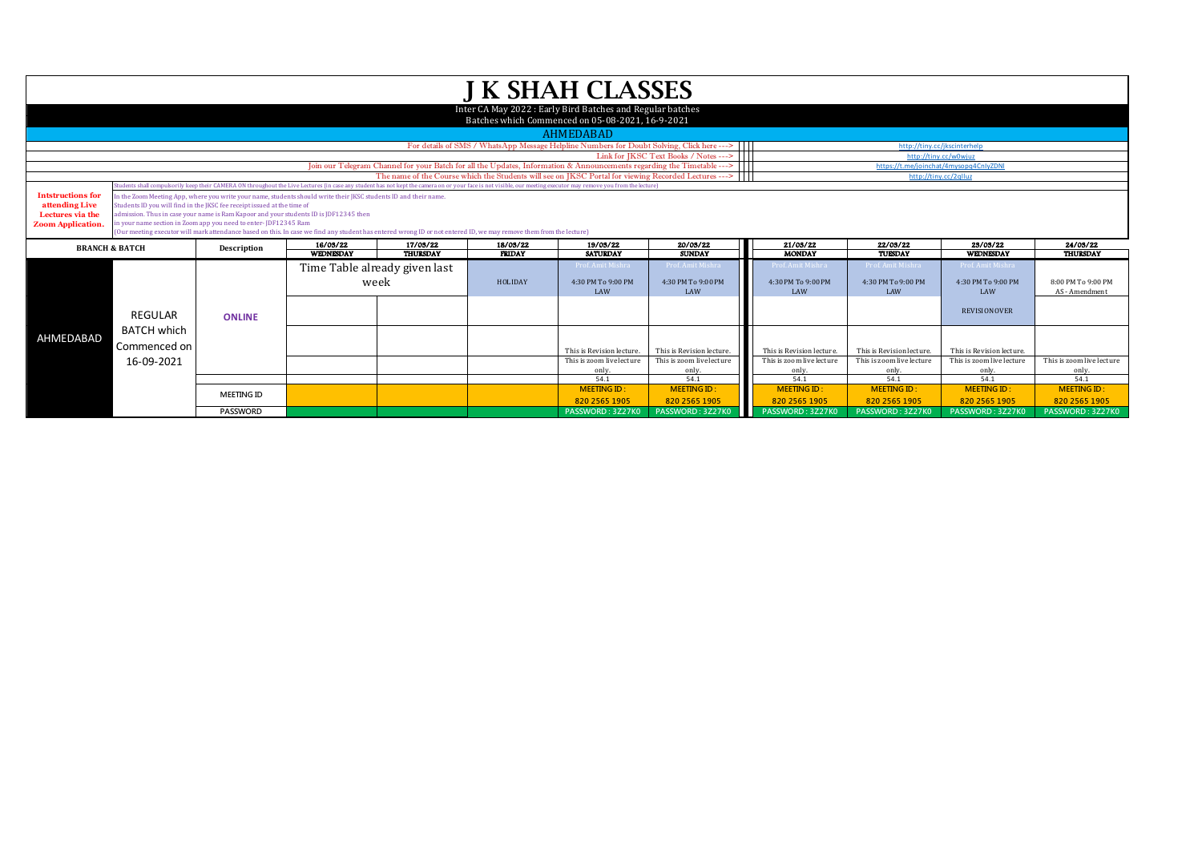# J K SHAH CLASSES

Inter CA May 2022 : Early Bird Batches and Regular batches

Batches which Commenced on 05-08-2021, 16-9-2021

## AHMEDABAD

For details of SMS / WhatsApp Message Helpline Numbers for Doubt Solving, Click here ---> http://tiny.cc/jkscinterhelp

Link for JKSC Text Books / Notes ---> http://tiny.cc/w0wjuz

Join our Telegram Channel for your Batch for all the Updates, Information & Announcements regarding the Timetable ---> https://t.me/joinchat/4mysopq4CnlyZDNl

The name of the Course which the Students will see on JKSC Portal for viewing Recorded Lectures ---> http://tiny.cc/2qlluz

**Intstructions for attending Live Lectures via the Zoom Application.**

Students shall compulsorily keep their CAMERA ON throughout the Live Lectures (in case any student has not kept the camera on or your face is not visible, our meeting executor may remove you from the lecture)

In the Zoom Meeting App, where you write your name, students should write their JKSC students ID and their name.
Students ID you will find in the JKSC fee receipt issued at the time of admission. Thus in case your name is Ram Kapour and your students ID is JDF12345 then in your name section in Zoom app you need to enter- JDF12345 Ram
(Our meeting executor will mark attendance based on this. In case we find any student has entered wrong ID or not entered ID, we may remove them from the lecture)

| BRANCH & BATCH | | Description | 16/03/22 WEDNESDAY | 17/03/22 THURSDAY | 18/03/22 FRIDAY | 19/03/22 SATURDAY | 20/03/22 SUNDAY | 21/03/22 MONDAY | 22/03/22 TUESDAY | 23/03/22 WEDNESDAY | 24/03/22 THURSDAY |
|---|---|---|---|---|---|---|---|---|---|---|---|
| AHMEDABAD | REGULAR BATCH which Commenced on 16-09-2021 | ONLINE | Time Table already given last week | | HOLIDAY | Prof. Amit Mishra 4:30 PM To 9:00 PM LAW | Prof. Amit Mishra 4:30 PM To 9:00 PM LAW | Prof. Amit Mishra 4:30 PM To 9:00 PM LAW | Prof. Amit Mishra 4:30 PM To 9:00 PM LAW | Prof. Amit Mishra 4:30 PM To 9:00 PM LAW | 8:00 PM To 9:00 PM AS - Amendment |
| | | | | | | | | | | REVISION OVER | |
| | | | | | | This is Revision lecture. | This is Revision lecture. | This is Revision lecture. | This is Revision lecture. | This is Revision lecture. | |
| | | | | | | This is zoom live lecture only. | This is zoom live lecture only. | This is zoom live lecture only. | This is zoom live lecture only. | This is zoom live lecture only. | This is zoom live lecture only. |
| | | | | | | 54.1 | 54.1 | 54.1 | 54.1 | 54.1 | 54.1 |
| | | MEETING ID | | | | MEETING ID : 820 2565 1905 | MEETING ID : 820 2565 1905 | MEETING ID : 820 2565 1905 | MEETING ID : 820 2565 1905 | MEETING ID : 820 2565 1905 | MEETING ID : 820 2565 1905 |
| | | PASSWORD | | | | PASSWORD : 3Z27K0 | PASSWORD : 3Z27K0 | PASSWORD : 3Z27K0 | PASSWORD : 3Z27K0 | PASSWORD : 3Z27K0 | PASSWORD : 3Z27K0 |